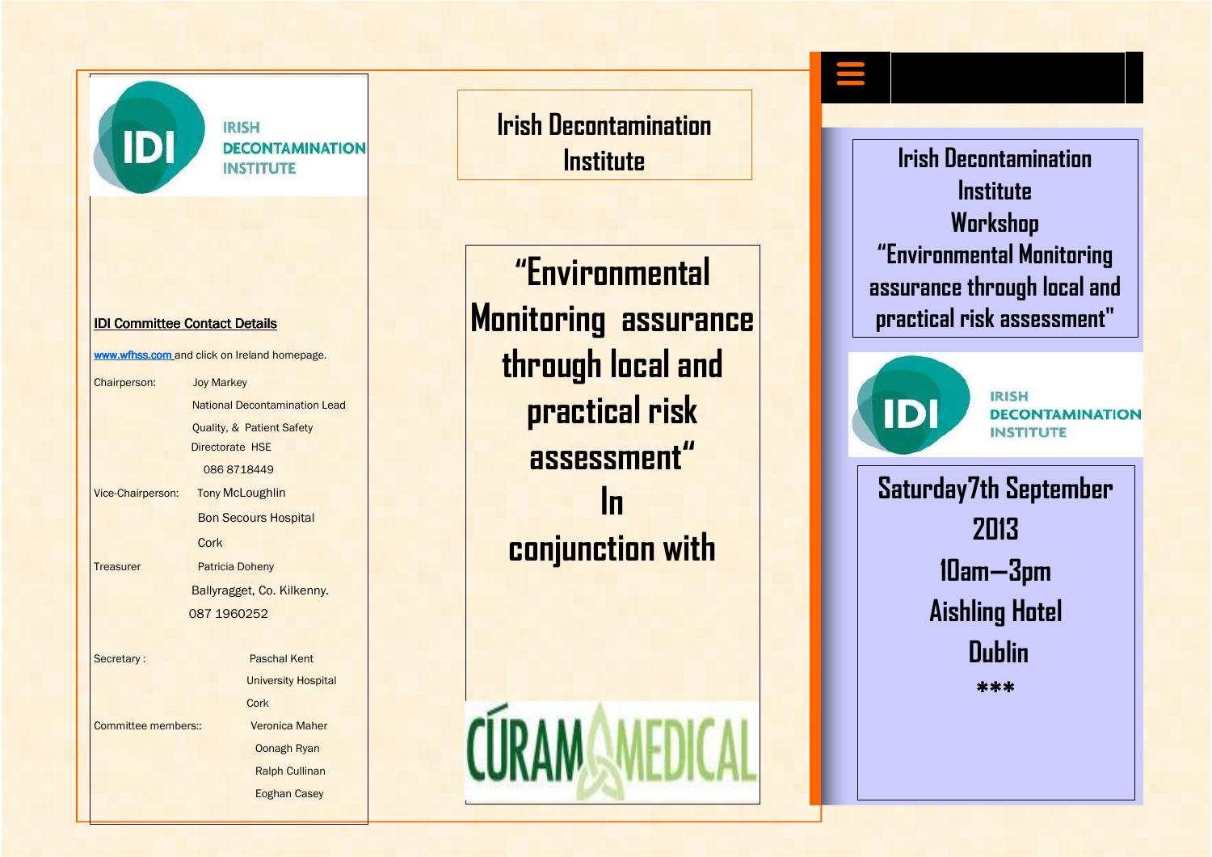IRISH DECONTAMINATION INSTITUTE

**IDI Committee Contact Details**

www.wfhss.com and click on Ireland homepage.

| | |
|---|---|
| Chairperson: | Joy Markey |
| | National Decontamination Lead |
| | Quality, & Patient Safety |
| | Directorate HSE |
| | 086 8718449 |
| Vice-Chairperson: | Tony McLoughlin |
| | Bon Secours Hospital |
| | Cork |
| Treasurer | Patricia Doheny |
| | Ballyragget, Co. Kilkenny. |
| | 087 1960252 |
| Secretary : | Paschal Kent |
| | University Hospital |
| | Cork |
| Committee members:: | Veronica Maher |
| | Oonagh Ryan |
| | Ralph Cullinan |
| | Eoghan Casey |

# Irish Decontamination Institute

## "Environmental Monitoring assurance through local and practical risk assessment"

## In conjunction with

CÚRAM MEDICAL

# Irish Decontamination Institute Workshop

## "Environmental Monitoring assurance through local and practical risk assessment"

IRISH DECONTAMINATION INSTITUTE

**Saturday7th September 2013**

**10am—3pm**

**Aishling Hotel**

**Dublin**

***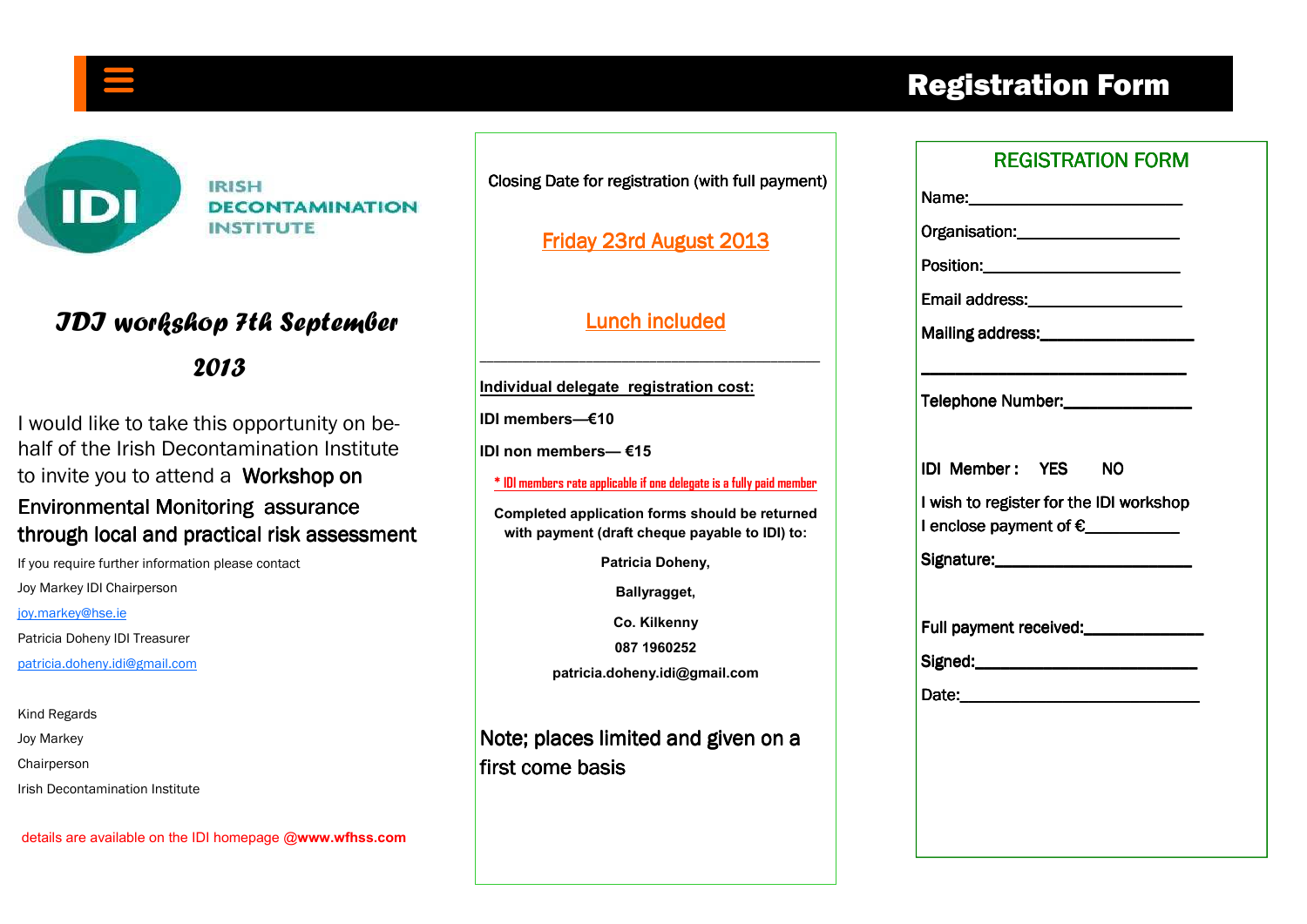# Registration Form

IRISH DECONTAMINATION INSTITUTE

## *IDI workshop 7th September 2013*

I would like to take this opportunity on behalf of the Irish Decontamination Institute to invite you to attend a **Workshop on Environmental Monitoring assurance through local and practical risk assessment**

If you require further information please contact

Joy Markey IDI Chairperson

joy.markey@hse.ie

Patricia Doheny IDI Treasurer

patricia.doheny.idi@gmail.com

Kind Regards

Joy Markey

Chairperson

Irish Decontamination Institute

details are available on the IDI homepage @**www.wfhss.com**

---

Closing Date for registration (with full payment)

**Friday 23rd August 2013**

**Lunch included**

---

**Individual delegate registration cost:**

**IDI members—€10**

**IDI non members— €15**

**\* IDI members rate applicable if one delegate is a fully paid member**

**Completed application forms should be returned with payment (draft cheque payable to IDI) to:**

**Patricia Doheny,**

**Ballyragget,**

**Co. Kilkenny**

**087 1960252**

**patricia.doheny.idi@gmail.com**

Note; places limited and given on a first come basis

---

## REGISTRATION FORM

Name:________________________

Organisation:__________________

Position:______________________

Email address:_________________

Mailing address:________________

______________________________

Telephone Number:_____________

IDI Member : YES NO

I wish to register for the IDI workshop

I enclose payment of €__________

Signature:_____________________

Full payment received:_____________

Signed:_________________________

Date:___________________________